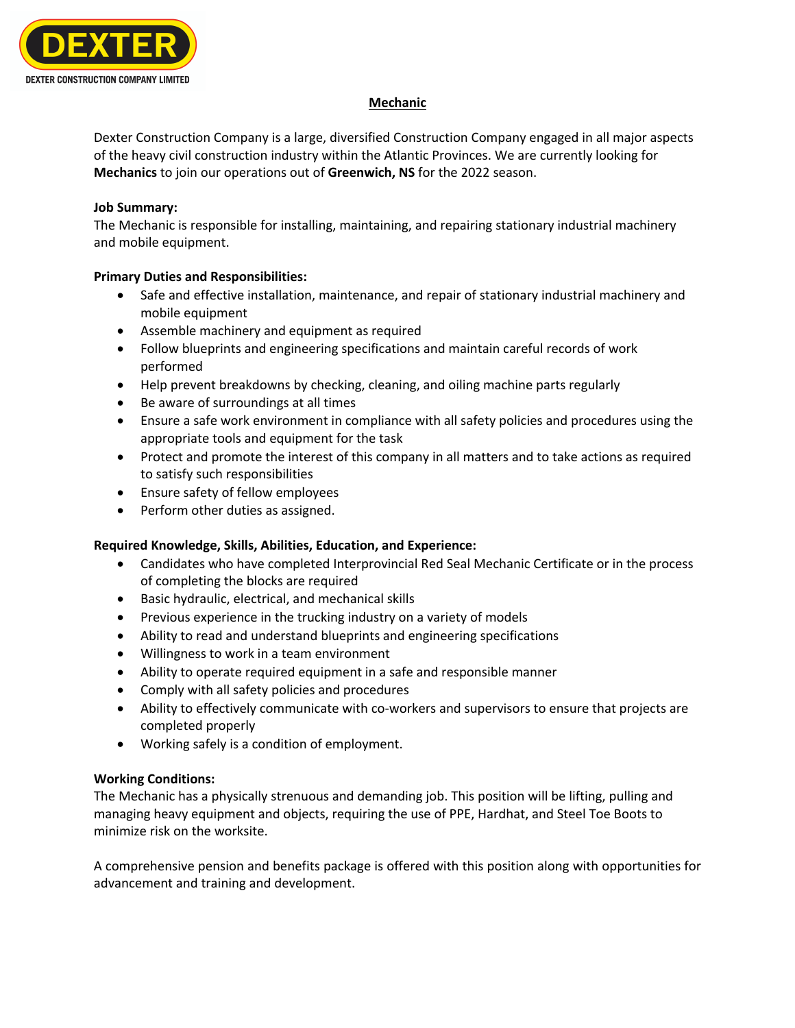DEXTER

DEXTER CONSTRUCTION COMPANY LIMITED

# Mechanic

Dexter Construction Company is a large, diversified Construction Company engaged in all major aspects of the heavy civil construction industry within the Atlantic Provinces. We are currently looking for **Mechanics** to join our operations out of **Greenwich, NS** for the 2022 season.

**Job Summary:**
The Mechanic is responsible for installing, maintaining, and repairing stationary industrial machinery and mobile equipment.

**Primary Duties and Responsibilities:**

- Safe and effective installation, maintenance, and repair of stationary industrial machinery and mobile equipment
- Assemble machinery and equipment as required
- Follow blueprints and engineering specifications and maintain careful records of work performed
- Help prevent breakdowns by checking, cleaning, and oiling machine parts regularly
- Be aware of surroundings at all times
- Ensure a safe work environment in compliance with all safety policies and procedures using the appropriate tools and equipment for the task
- Protect and promote the interest of this company in all matters and to take actions as required to satisfy such responsibilities
- Ensure safety of fellow employees
- Perform other duties as assigned.

**Required Knowledge, Skills, Abilities, Education, and Experience:**

- Candidates who have completed Interprovincial Red Seal Mechanic Certificate or in the process of completing the blocks are required
- Basic hydraulic, electrical, and mechanical skills
- Previous experience in the trucking industry on a variety of models
- Ability to read and understand blueprints and engineering specifications
- Willingness to work in a team environment
- Ability to operate required equipment in a safe and responsible manner
- Comply with all safety policies and procedures
- Ability to effectively communicate with co-workers and supervisors to ensure that projects are completed properly
- Working safely is a condition of employment.

**Working Conditions:**
The Mechanic has a physically strenuous and demanding job. This position will be lifting, pulling and managing heavy equipment and objects, requiring the use of PPE, Hardhat, and Steel Toe Boots to minimize risk on the worksite.

A comprehensive pension and benefits package is offered with this position along with opportunities for advancement and training and development.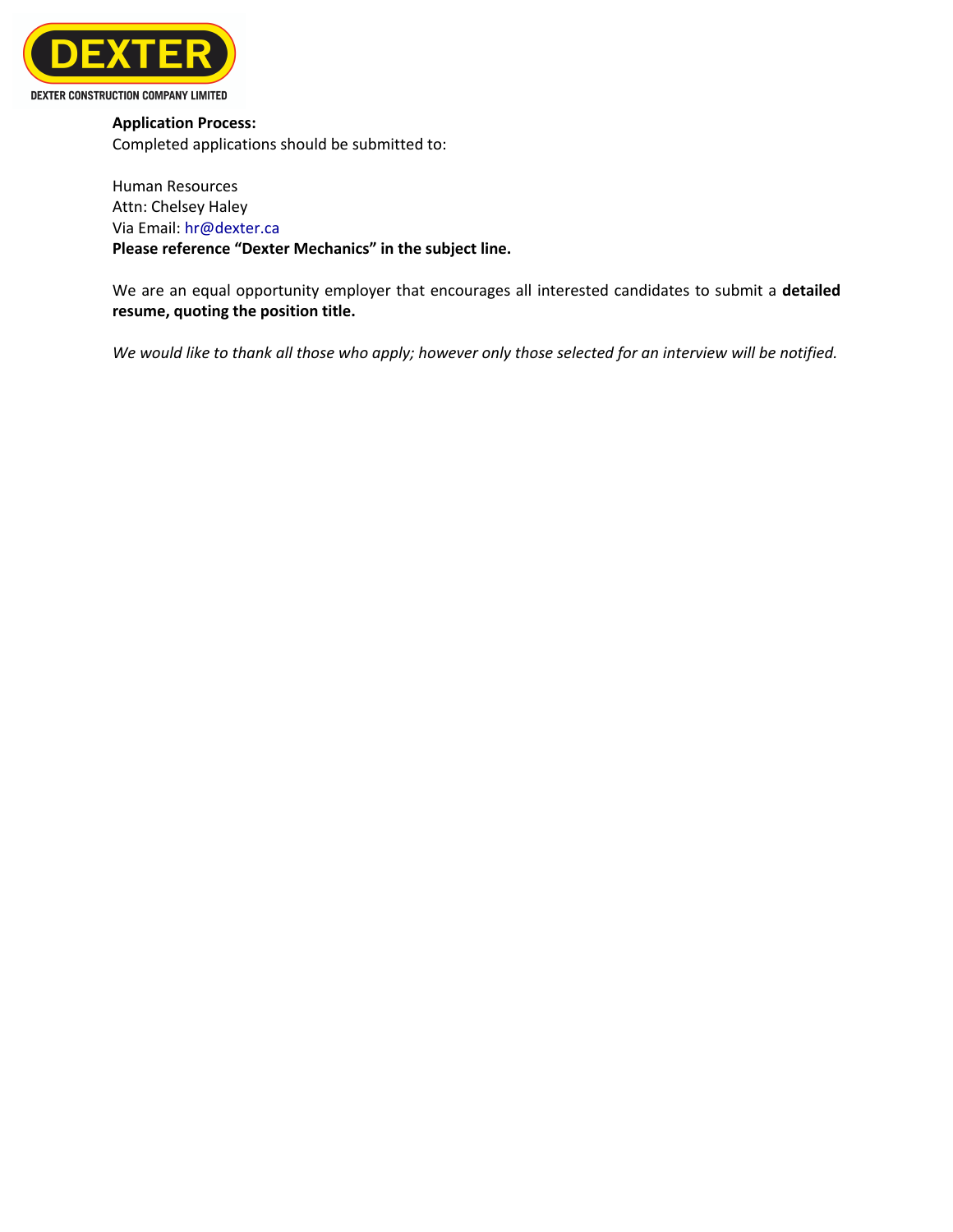**Application Process:**
Completed applications should be submitted to:

Human Resources
Attn: Chelsey Haley
Via Email: hr@dexter.ca
**Please reference "Dexter Mechanics" in the subject line.**

We are an equal opportunity employer that encourages all interested candidates to submit a **detailed resume, quoting the position title.**

*We would like to thank all those who apply; however only those selected for an interview will be notified.*